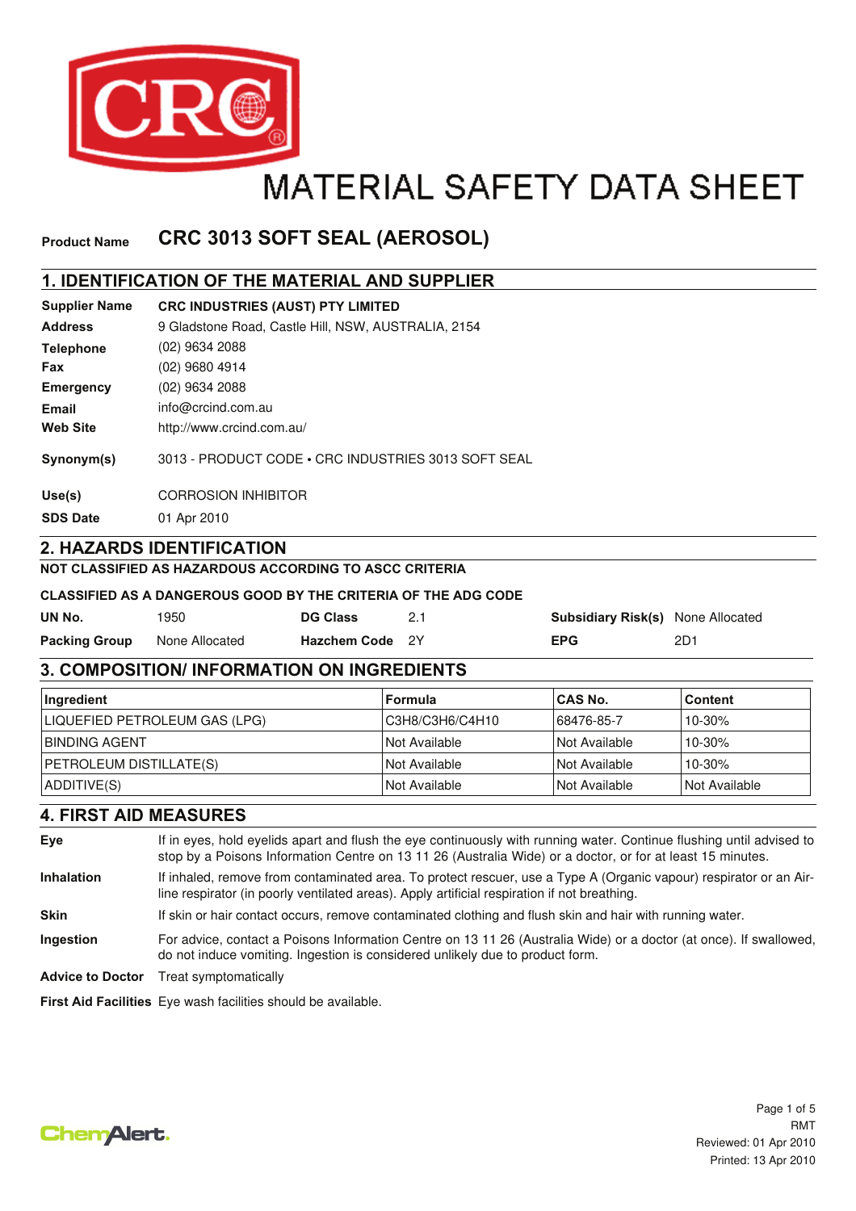# MATERIAL SAFETY DATA SHEET

**Product Name** **CRC 3013 SOFT SEAL (AEROSOL)**

## 1. IDENTIFICATION OF THE MATERIAL AND SUPPLIER

| | |
|---|---|
| **Supplier Name** | **CRC INDUSTRIES (AUST) PTY LIMITED** |
| **Address** | 9 Gladstone Road, Castle Hill, NSW, AUSTRALIA, 2154 |
| **Telephone** | (02) 9634 2088 |
| **Fax** | (02) 9680 4914 |
| **Emergency** | (02) 9634 2088 |
| **Email** | info@crcind.com.au |
| **Web Site** | http://www.crcind.com.au/ |
| **Synonym(s)** | 3013 - PRODUCT CODE • CRC INDUSTRIES 3013 SOFT SEAL |
| **Use(s)** | CORROSION INHIBITOR |
| **SDS Date** | 01 Apr 2010 |

## 2. HAZARDS IDENTIFICATION

**NOT CLASSIFIED AS HAZARDOUS ACCORDING TO ASCC CRITERIA**

**CLASSIFIED AS A DANGEROUS GOOD BY THE CRITERIA OF THE ADG CODE**

| | | | | | |
|---|---|---|---|---|---|
| **UN No.** | 1950 | **DG Class** | 2.1 | **Subsidiary Risk(s)** | None Allocated |
| **Packing Group** | None Allocated | **Hazchem Code** | 2Y | **EPG** | 2D1 |

## 3. COMPOSITION/ INFORMATION ON INGREDIENTS

| Ingredient | Formula | CAS No. | Content |
|---|---|---|---|
| LIQUEFIED PETROLEUM GAS (LPG) | $C_3H_8/C_3H_6/C_4H_{10}$ | 68476-85-7 | 10-30% |
| BINDING AGENT | Not Available | Not Available | 10-30% |
| PETROLEUM DISTILLATE(S) | Not Available | Not Available | 10-30% |
| ADDITIVE(S) | Not Available | Not Available | Not Available |

## 4. FIRST AID MEASURES

| | |
|---|---|
| **Eye** | If in eyes, hold eyelids apart and flush the eye continuously with running water. Continue flushing until advised to stop by a Poisons Information Centre on 13 11 26 (Australia Wide) or a doctor, or for at least 15 minutes. |
| **Inhalation** | If inhaled, remove from contaminated area. To protect rescuer, use a Type A (Organic vapour) respirator or an Air-line respirator (in poorly ventilated areas). Apply artificial respiration if not breathing. |
| **Skin** | If skin or hair contact occurs, remove contaminated clothing and flush skin and hair with running water. |
| **Ingestion** | For advice, contact a Poisons Information Centre on 13 11 26 (Australia Wide) or a doctor (at once). If swallowed, do not induce vomiting. Ingestion is considered unlikely due to product form. |
| **Advice to Doctor** | Treat symptomatically |
| **First Aid Facilities** | Eye wash facilities should be available. |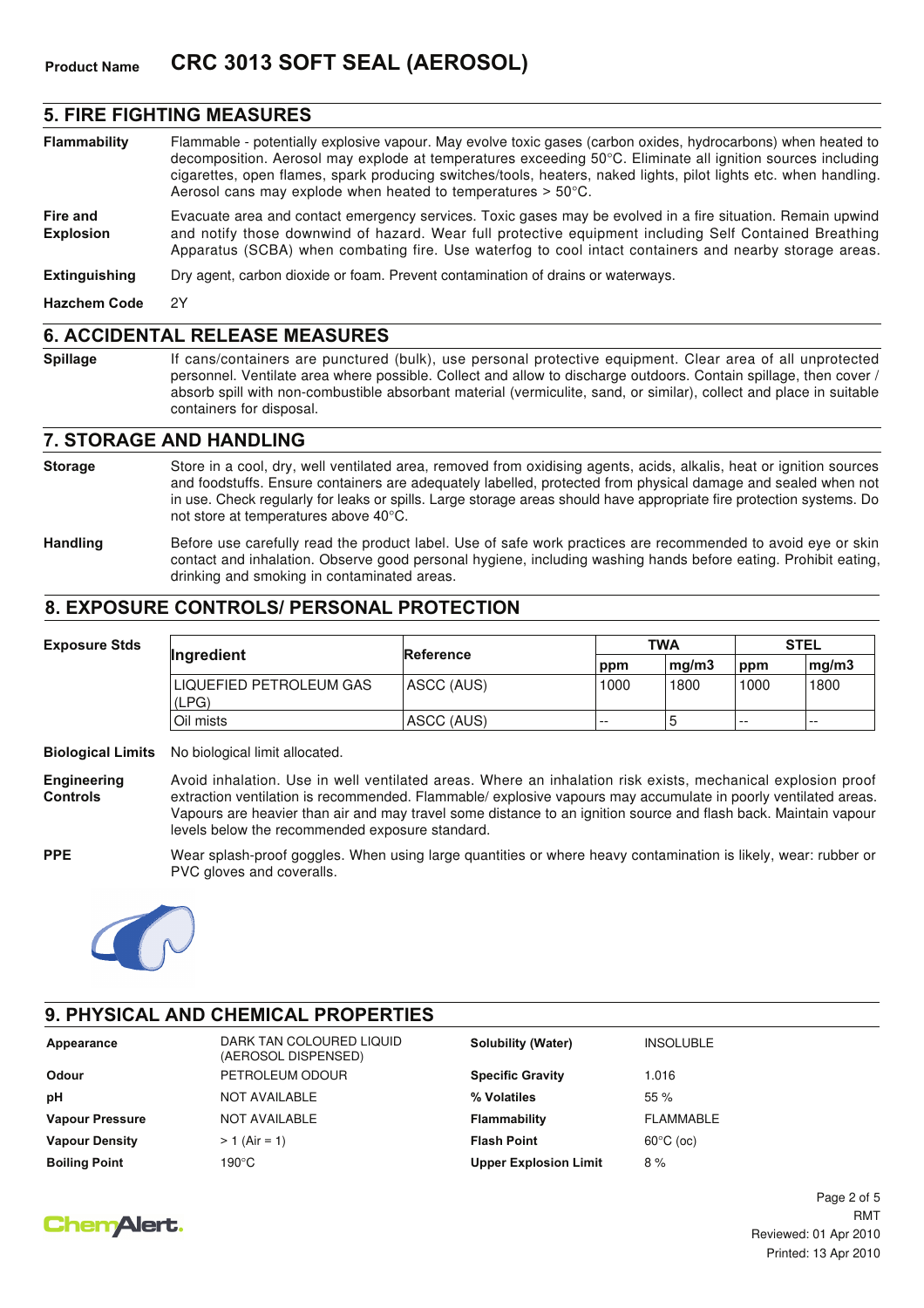**Product Name** **CRC 3013 SOFT SEAL (AEROSOL)**

## 5. FIRE FIGHTING MEASURES

**Flammability** Flammable - potentially explosive vapour. May evolve toxic gases (carbon oxides, hydrocarbons) when heated to decomposition. Aerosol may explode at temperatures exceeding 50°C. Eliminate all ignition sources including cigarettes, open flames, spark producing switches/tools, heaters, naked lights, pilot lights etc. when handling. Aerosol cans may explode when heated to temperatures > 50°C.

**Fire and Explosion** Evacuate area and contact emergency services. Toxic gases may be evolved in a fire situation. Remain upwind and notify those downwind of hazard. Wear full protective equipment including Self Contained Breathing Apparatus (SCBA) when combating fire. Use waterfog to cool intact containers and nearby storage areas.

**Extinguishing** Dry agent, carbon dioxide or foam. Prevent contamination of drains or waterways.

**Hazchem Code** 2Y

## 6. ACCIDENTAL RELEASE MEASURES

**Spillage** If cans/containers are punctured (bulk), use personal protective equipment. Clear area of all unprotected personnel. Ventilate area where possible. Collect and allow to discharge outdoors. Contain spillage, then cover / absorb spill with non-combustible absorbant material (vermiculite, sand, or similar), collect and place in suitable containers for disposal.

## 7. STORAGE AND HANDLING

**Storage** Store in a cool, dry, well ventilated area, removed from oxidising agents, acids, alkalis, heat or ignition sources and foodstuffs. Ensure containers are adequately labelled, protected from physical damage and sealed when not in use. Check regularly for leaks or spills. Large storage areas should have appropriate fire protection systems. Do not store at temperatures above 40°C.

**Handling** Before use carefully read the product label. Use of safe work practices are recommended to avoid eye or skin contact and inhalation. Observe good personal hygiene, including washing hands before eating. Prohibit eating, drinking and smoking in contaminated areas.

## 8. EXPOSURE CONTROLS/ PERSONAL PROTECTION

**Exposure Stds**

| Ingredient | Reference | TWA | | STEL | |
|---|---|---|---|---|---|
| | | ppm | mg/m3 | ppm | mg/m3 |
| LIQUEFIED PETROLEUM GAS (LPG) | ASCC (AUS) | 1000 | 1800 | 1000 | 1800 |
| Oil mists | ASCC (AUS) | -- | 5 | -- | -- |

**Biological Limits** No biological limit allocated.

**Engineering Controls** Avoid inhalation. Use in well ventilated areas. Where an inhalation risk exists, mechanical explosion proof extraction ventilation is recommended. Flammable/ explosive vapours may accumulate in poorly ventilated areas. Vapours are heavier than air and may travel some distance to an ignition source and flash back. Maintain vapour levels below the recommended exposure standard.

**PPE** Wear splash-proof goggles. When using large quantities or where heavy contamination is likely, wear: rubber or PVC gloves and coveralls.

## 9. PHYSICAL AND CHEMICAL PROPERTIES

| | | | |
|---|---|---|---|
| **Appearance** | DARK TAN COLOURED LIQUID (AEROSOL DISPENSED) | **Solubility (Water)** | INSOLUBLE |
| **Odour** | PETROLEUM ODOUR | **Specific Gravity** | 1.016 |
| **pH** | NOT AVAILABLE | **% Volatiles** | 55 % |
| **Vapour Pressure** | NOT AVAILABLE | **Flammability** | FLAMMABLE |
| **Vapour Density** | > 1 (Air = 1) | **Flash Point** | 60°C (oc) |
| **Boiling Point** | 190°C | **Upper Explosion Limit** | 8 % |

RMT
Reviewed: 01 Apr 2010
Printed: 13 Apr 2010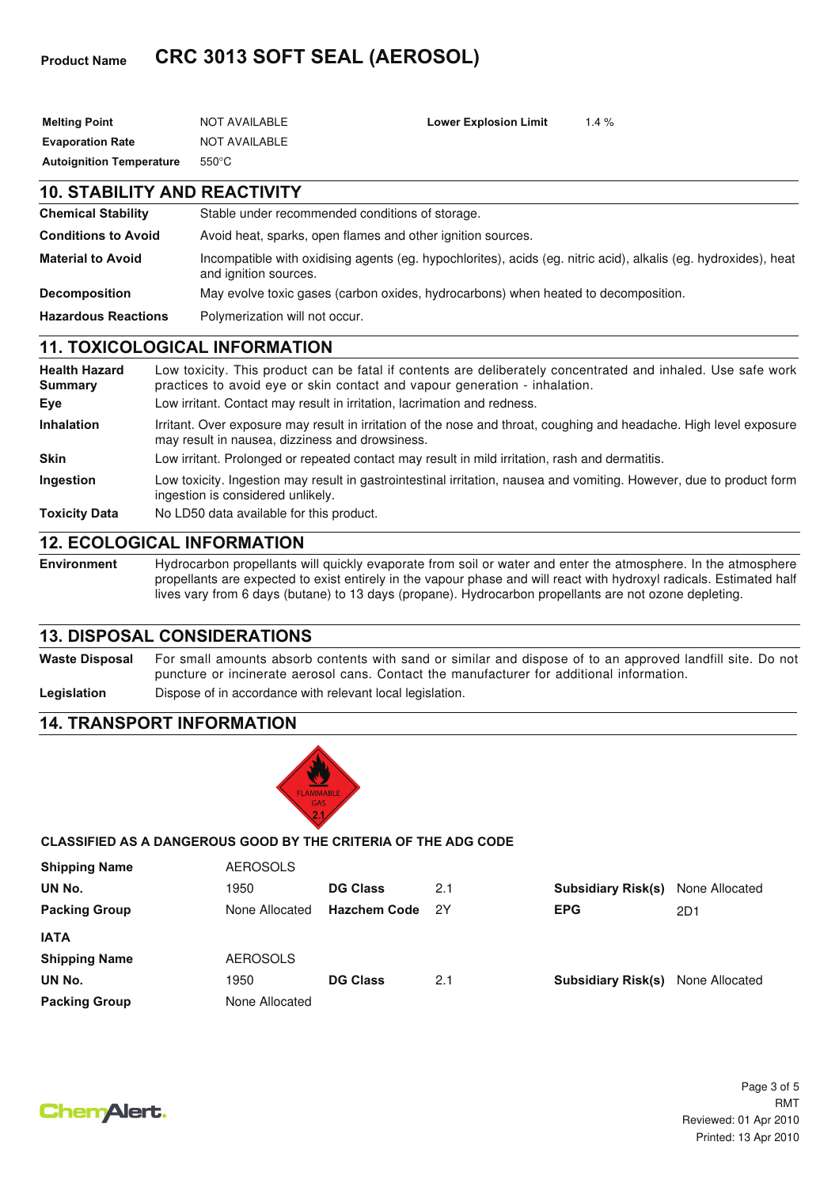**Product Name** **CRC 3013 SOFT SEAL (AEROSOL)**

| | | | |
|---|---|---|---|
| **Melting Point** | NOT AVAILABLE | **Lower Explosion Limit** | 1.4 % |
| **Evaporation Rate** | NOT AVAILABLE | | |
| **Autoignition Temperature** | 550°C | | |

## 10. STABILITY AND REACTIVITY

| | |
|---|---|
| **Chemical Stability** | Stable under recommended conditions of storage. |
| **Conditions to Avoid** | Avoid heat, sparks, open flames and other ignition sources. |
| **Material to Avoid** | Incompatible with oxidising agents (eg. hypochlorites), acids (eg. nitric acid), alkalis (eg. hydroxides), heat and ignition sources. |
| **Decomposition** | May evolve toxic gases (carbon oxides, hydrocarbons) when heated to decomposition. |
| **Hazardous Reactions** | Polymerization will not occur. |

## 11. TOXICOLOGICAL INFORMATION

| | |
|---|---|
| **Health Hazard Summary** | Low toxicity. This product can be fatal if contents are deliberately concentrated and inhaled. Use safe work practices to avoid eye or skin contact and vapour generation - inhalation. |
| **Eye** | Low irritant. Contact may result in irritation, lacrimation and redness. |
| **Inhalation** | Irritant. Over exposure may result in irritation of the nose and throat, coughing and headache. High level exposure may result in nausea, dizziness and drowsiness. |
| **Skin** | Low irritant. Prolonged or repeated contact may result in mild irritation, rash and dermatitis. |
| **Ingestion** | Low toxicity. Ingestion may result in gastrointestinal irritation, nausea and vomiting. However, due to product form ingestion is considered unlikely. |
| **Toxicity Data** | No LD50 data available for this product. |

## 12. ECOLOGICAL INFORMATION

| | |
|---|---|
| **Environment** | Hydrocarbon propellants will quickly evaporate from soil or water and enter the atmosphere. In the atmosphere propellants are expected to exist entirely in the vapour phase and will react with hydroxyl radicals. Estimated half lives vary from 6 days (butane) to 13 days (propane). Hydrocarbon propellants are not ozone depleting. |

## 13. DISPOSAL CONSIDERATIONS

| | |
|---|---|
| **Waste Disposal** | For small amounts absorb contents with sand or similar and dispose of to an approved landfill site. Do not puncture or incinerate aerosol cans. Contact the manufacturer for additional information. |
| **Legislation** | Dispose of in accordance with relevant local legislation. |

## 14. TRANSPORT INFORMATION

FLAMMABLE GAS 2.1

**CLASSIFIED AS A DANGEROUS GOOD BY THE CRITERIA OF THE ADG CODE**

| | | | | | |
|---|---|---|---|---|---|
| **Shipping Name** | AEROSOLS | | | | |
| **UN No.** | 1950 | **DG Class** | 2.1 | **Subsidiary Risk(s)** | None Allocated |
| **Packing Group** | None Allocated | **Hazchem Code** | 2Y | **EPG** | 2D1 |

**IATA**

| | | | | | |
|---|---|---|---|---|---|
| **Shipping Name** | AEROSOLS | | | | |
| **UN No.** | 1950 | **DG Class** | 2.1 | **Subsidiary Risk(s)** | None Allocated |
| **Packing Group** | None Allocated | | | | |

RMT
Reviewed: 01 Apr 2010
Printed: 13 Apr 2010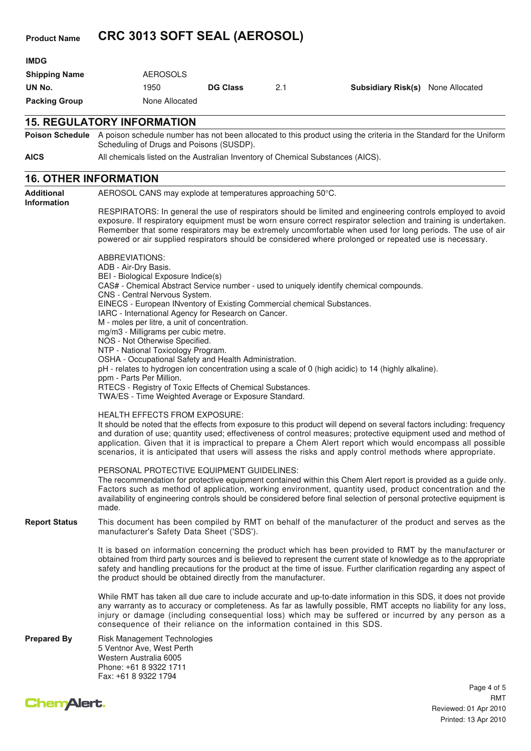**Product Name** **CRC 3013 SOFT SEAL (AEROSOL)**

**IMDG**

| | | | | | |
|---|---|---|---|---|---|
| **Shipping Name** | AEROSOLS | | | | |
| **UN No.** | 1950 | **DG Class** | 2.1 | **Subsidiary Risk(s)** | None Allocated |
| **Packing Group** | None Allocated | | | | |

## 15. REGULATORY INFORMATION

**Poison Schedule** A poison schedule number has not been allocated to this product using the criteria in the Standard for the Uniform Scheduling of Drugs and Poisons (SUSDP).

**AICS** All chemicals listed on the Australian Inventory of Chemical Substances (AICS).

## 16. OTHER INFORMATION

**Additional Information**

AEROSOL CANS may explode at temperatures approaching 50°C.

RESPIRATORS: In general the use of respirators should be limited and engineering controls employed to avoid exposure. If respiratory equipment must be worn ensure correct respirator selection and training is undertaken. Remember that some respirators may be extremely uncomfortable when used for long periods. The use of air powered or air supplied respirators should be considered where prolonged or repeated use is necessary.

ABBREVIATIONS:
ADB - Air-Dry Basis.
BEI - Biological Exposure Indice(s)
CAS# - Chemical Abstract Service number - used to uniquely identify chemical compounds.
CNS - Central Nervous System.
EINECS - European INventory of Existing Commercial chemical Substances.
IARC - International Agency for Research on Cancer.
M - moles per litre, a unit of concentration.
mg/m3 - Milligrams per cubic metre.
NOS - Not Otherwise Specified.
NTP - National Toxicology Program.
OSHA - Occupational Safety and Health Administration.
pH - relates to hydrogen ion concentration using a scale of 0 (high acidic) to 14 (highly alkaline).
ppm - Parts Per Million.
RTECS - Registry of Toxic Effects of Chemical Substances.
TWA/ES - Time Weighted Average or Exposure Standard.

HEALTH EFFECTS FROM EXPOSURE:
It should be noted that the effects from exposure to this product will depend on several factors including: frequency and duration of use; quantity used; effectiveness of control measures; protective equipment used and method of application. Given that it is impractical to prepare a Chem Alert report which would encompass all possible scenarios, it is anticipated that users will assess the risks and apply control methods where appropriate.

PERSONAL PROTECTIVE EQUIPMENT GUIDELINES:
The recommendation for protective equipment contained within this Chem Alert report is provided as a guide only. Factors such as method of application, working environment, quantity used, product concentration and the availability of engineering controls should be considered before final selection of personal protective equipment is made.

**Report Status**

This document has been compiled by RMT on behalf of the manufacturer of the product and serves as the manufacturer's Safety Data Sheet ('SDS').

It is based on information concerning the product which has been provided to RMT by the manufacturer or obtained from third party sources and is believed to represent the current state of knowledge as to the appropriate safety and handling precautions for the product at the time of issue. Further clarification regarding any aspect of the product should be obtained directly from the manufacturer.

While RMT has taken all due care to include accurate and up-to-date information in this SDS, it does not provide any warranty as to accuracy or completeness. As far as lawfully possible, RMT accepts no liability for any loss, injury or damage (including consequential loss) which may be suffered or incurred by any person as a consequence of their reliance on the information contained in this SDS.

**Prepared By**

Risk Management Technologies
5 Ventnor Ave, West Perth
Western Australia 6005
Phone: +61 8 9322 1711
Fax: +61 8 9322 1794

RMT
Reviewed: 01 Apr 2010
Printed: 13 Apr 2010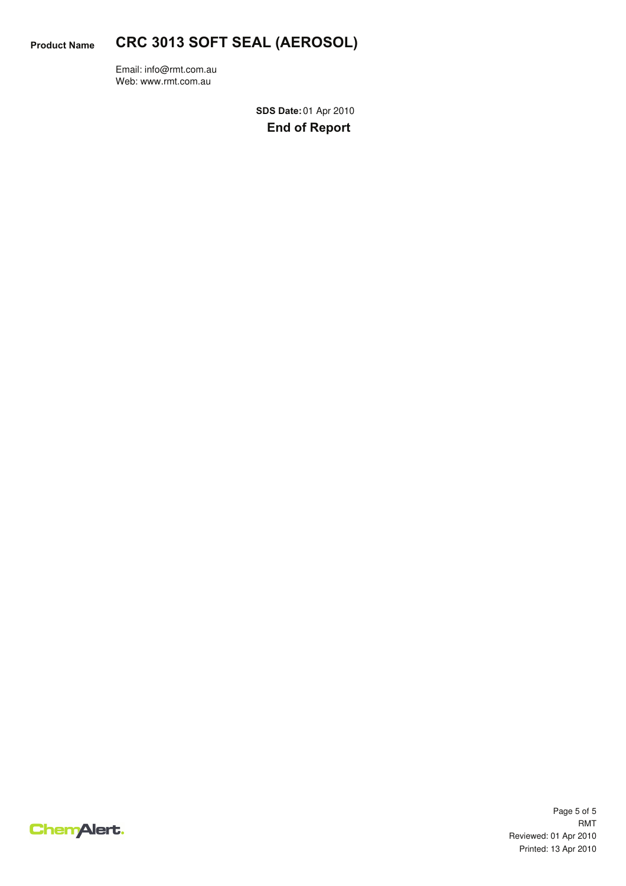Email: info@rmt.com.au
Web: www.rmt.com.au

**SDS Date:** 01 Apr 2010

**End of Report**